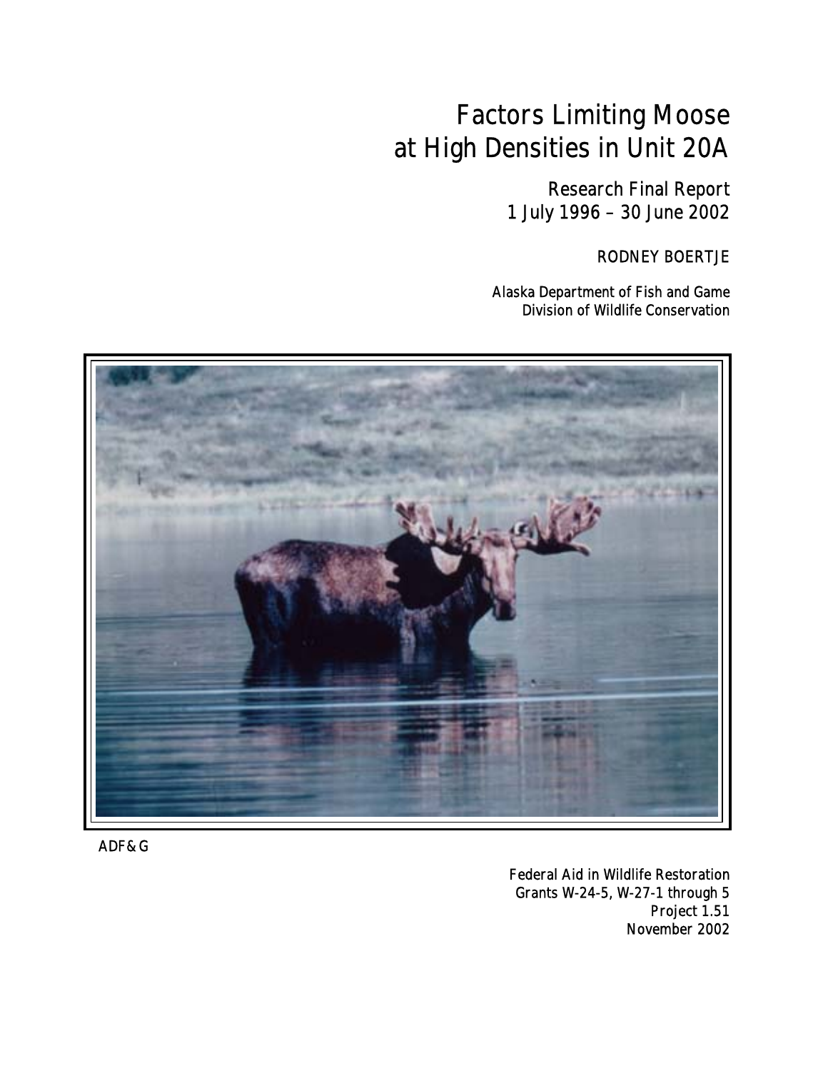# Factors Limiting Moose at High Densities in Unit 20A

Research Final Report
1 July 1996 – 30 June 2002

RODNEY BOERTJE

Alaska Department of Fish and Game
Division of Wildlife Conservation

ADF&G

Federal Aid in Wildlife Restoration
Grants W-24-5, W-27-1 through 5
Project 1.51
November 2002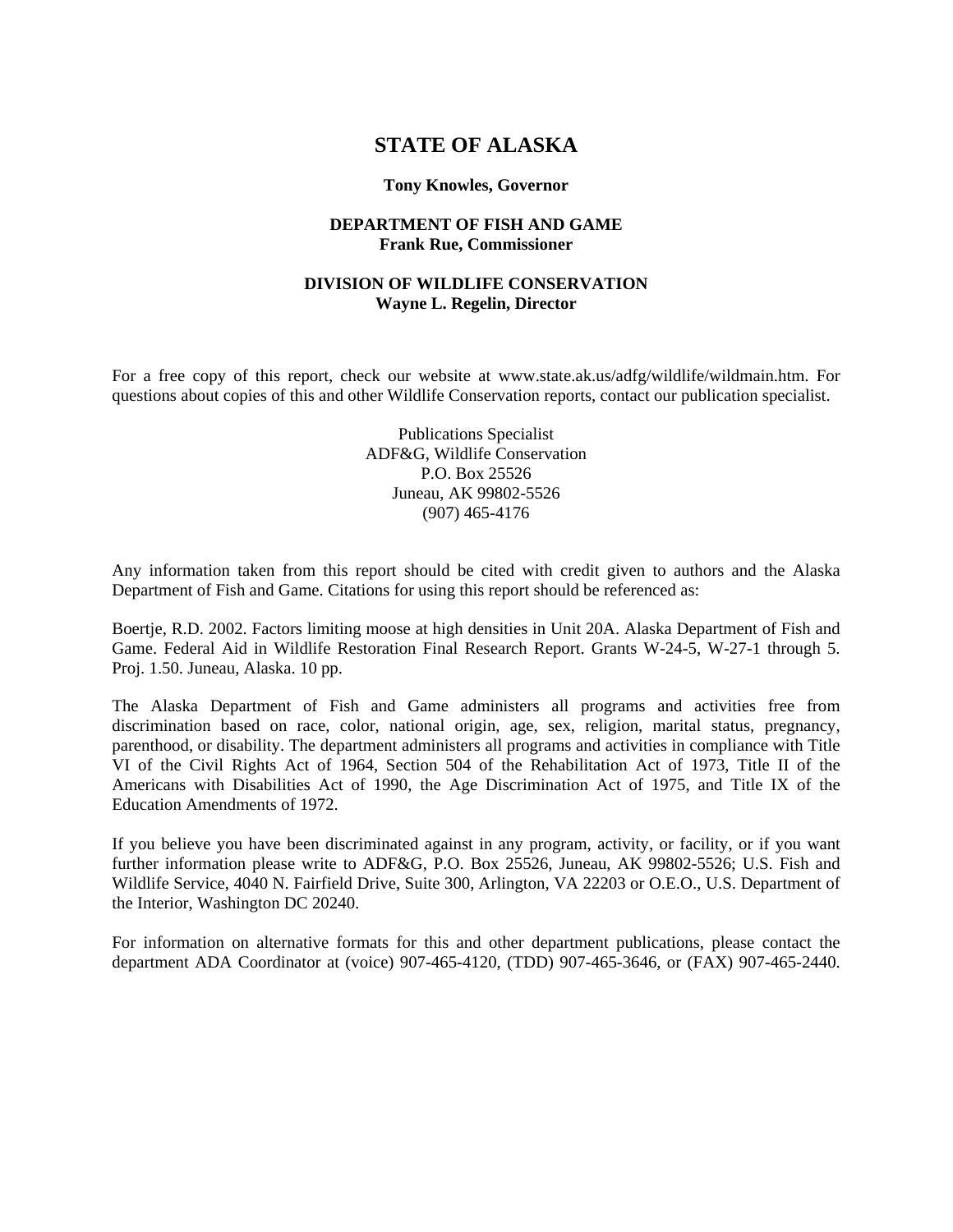# STATE OF ALASKA

**Tony Knowles, Governor**

**DEPARTMENT OF FISH AND GAME**
**Frank Rue, Commissioner**

**DIVISION OF WILDLIFE CONSERVATION**
**Wayne L. Regelin, Director**

For a free copy of this report, check our website at www.state.ak.us/adfg/wildlife/wildmain.htm. For questions about copies of this and other Wildlife Conservation reports, contact our publication specialist.

Publications Specialist
ADF&G, Wildlife Conservation
P.O. Box 25526
Juneau, AK 99802-5526
(907) 465-4176

Any information taken from this report should be cited with credit given to authors and the Alaska Department of Fish and Game. Citations for using this report should be referenced as:

Boertje, R.D. 2002. Factors limiting moose at high densities in Unit 20A. Alaska Department of Fish and Game. Federal Aid in Wildlife Restoration Final Research Report. Grants W-24-5, W-27-1 through 5. Proj. 1.50. Juneau, Alaska. 10 pp.

The Alaska Department of Fish and Game administers all programs and activities free from discrimination based on race, color, national origin, age, sex, religion, marital status, pregnancy, parenthood, or disability. The department administers all programs and activities in compliance with Title VI of the Civil Rights Act of 1964, Section 504 of the Rehabilitation Act of 1973, Title II of the Americans with Disabilities Act of 1990, the Age Discrimination Act of 1975, and Title IX of the Education Amendments of 1972.

If you believe you have been discriminated against in any program, activity, or facility, or if you want further information please write to ADF&G, P.O. Box 25526, Juneau, AK 99802-5526; U.S. Fish and Wildlife Service, 4040 N. Fairfield Drive, Suite 300, Arlington, VA 22203 or O.E.O., U.S. Department of the Interior, Washington DC 20240.

For information on alternative formats for this and other department publications, please contact the department ADA Coordinator at (voice) 907-465-4120, (TDD) 907-465-3646, or (FAX) 907-465-2440.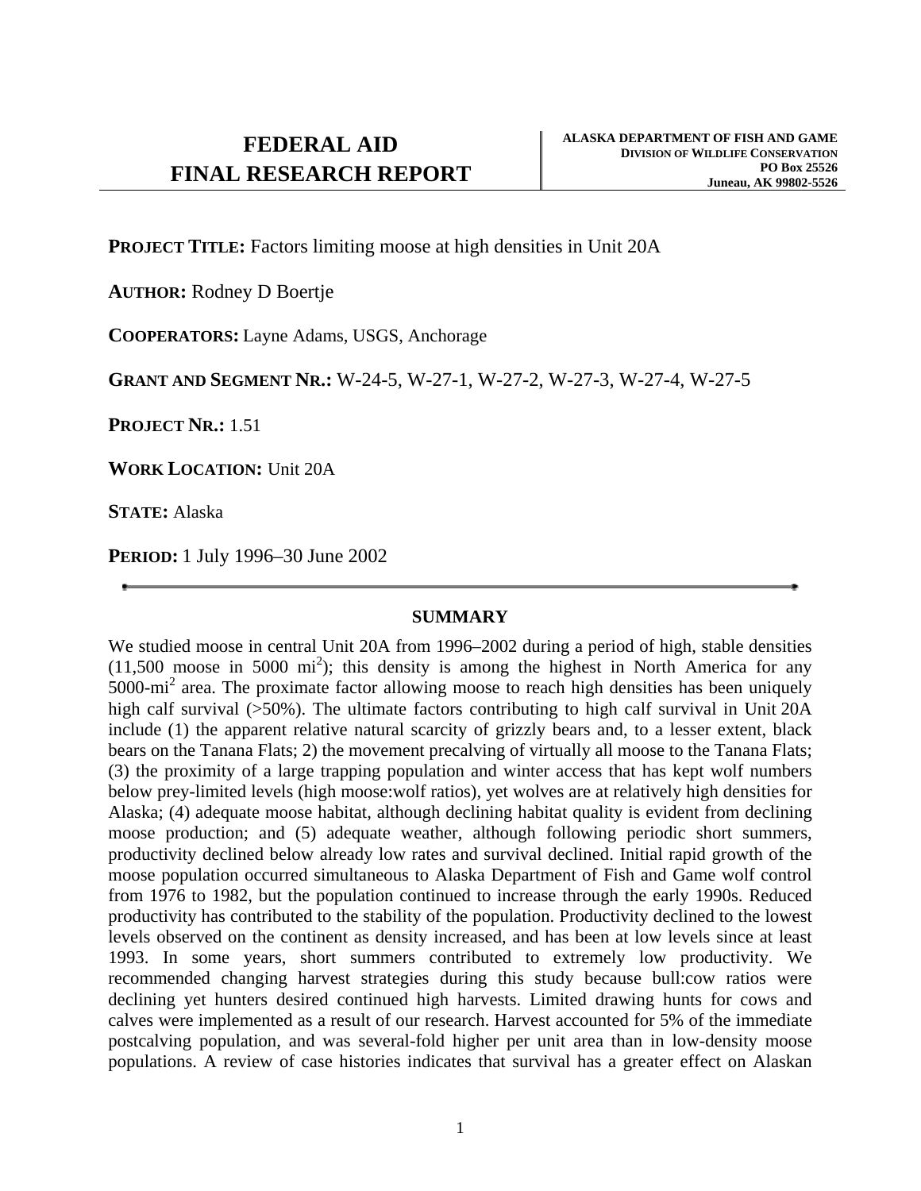# FEDERAL AID FINAL RESEARCH REPORT

**ALASKA DEPARTMENT OF FISH AND GAME**
**DIVISION OF WILDLIFE CONSERVATION**
**PO Box 25526**
**Juneau, AK 99802-5526**

**PROJECT TITLE:** Factors limiting moose at high densities in Unit 20A

**AUTHOR:** Rodney D Boertje

**COOPERATORS:** Layne Adams, USGS, Anchorage

**GRANT AND SEGMENT NR.:** W-24-5, W-27-1, W-27-2, W-27-3, W-27-4, W-27-5

**PROJECT NR.:** 1.51

**WORK LOCATION:** Unit 20A

**STATE:** Alaska

**PERIOD:** 1 July 1996–30 June 2002

---

## SUMMARY

We studied moose in central Unit 20A from 1996–2002 during a period of high, stable densities (11,500 moose in 5000 $mi^2$); this density is among the highest in North America for any 5000-$mi^2$ area. The proximate factor allowing moose to reach high densities has been uniquely high calf survival (>50%). The ultimate factors contributing to high calf survival in Unit 20A include (1) the apparent relative natural scarcity of grizzly bears and, to a lesser extent, black bears on the Tanana Flats; 2) the movement precalving of virtually all moose to the Tanana Flats; (3) the proximity of a large trapping population and winter access that has kept wolf numbers below prey-limited levels (high moose:wolf ratios), yet wolves are at relatively high densities for Alaska; (4) adequate moose habitat, although declining habitat quality is evident from declining moose production; and (5) adequate weather, although following periodic short summers, productivity declined below already low rates and survival declined. Initial rapid growth of the moose population occurred simultaneous to Alaska Department of Fish and Game wolf control from 1976 to 1982, but the population continued to increase through the early 1990s. Reduced productivity has contributed to the stability of the population. Productivity declined to the lowest levels observed on the continent as density increased, and has been at low levels since at least 1993. In some years, short summers contributed to extremely low productivity. We recommended changing harvest strategies during this study because bull:cow ratios were declining yet hunters desired continued high harvests. Limited drawing hunts for cows and calves were implemented as a result of our research. Harvest accounted for 5% of the immediate postcalving population, and was several-fold higher per unit area than in low-density moose populations. A review of case histories indicates that survival has a greater effect on Alaskan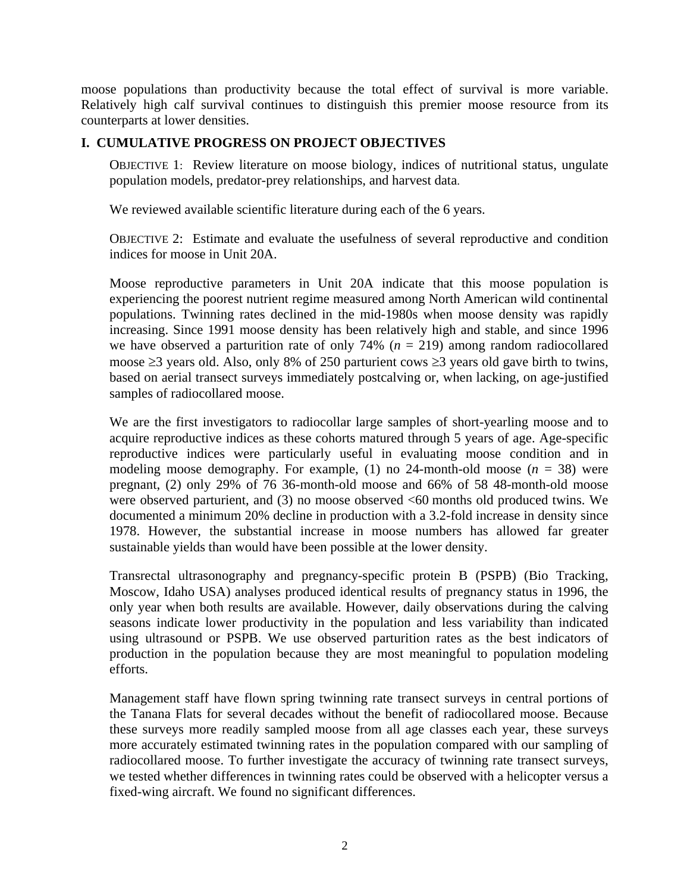moose populations than productivity because the total effect of survival is more variable. Relatively high calf survival continues to distinguish this premier moose resource from its counterparts at lower densities.

## I. CUMULATIVE PROGRESS ON PROJECT OBJECTIVES

OBJECTIVE 1: Review literature on moose biology, indices of nutritional status, ungulate population models, predator-prey relationships, and harvest data.

We reviewed available scientific literature during each of the 6 years.

OBJECTIVE 2: Estimate and evaluate the usefulness of several reproductive and condition indices for moose in Unit 20A.

Moose reproductive parameters in Unit 20A indicate that this moose population is experiencing the poorest nutrient regime measured among North American wild continental populations. Twinning rates declined in the mid-1980s when moose density was rapidly increasing. Since 1991 moose density has been relatively high and stable, and since 1996 we have observed a parturition rate of only 74% ($n = 219$) among random radiocollared moose ≥3 years old. Also, only 8% of 250 parturient cows ≥3 years old gave birth to twins, based on aerial transect surveys immediately postcalving or, when lacking, on age-justified samples of radiocollared moose.

We are the first investigators to radiocollar large samples of short-yearling moose and to acquire reproductive indices as these cohorts matured through 5 years of age. Age-specific reproductive indices were particularly useful in evaluating moose condition and in modeling moose demography. For example, (1) no 24-month-old moose ($n = 38$) were pregnant, (2) only 29% of 76 36-month-old moose and 66% of 58 48-month-old moose were observed parturient, and (3) no moose observed <60 months old produced twins. We documented a minimum 20% decline in production with a 3.2-fold increase in density since 1978. However, the substantial increase in moose numbers has allowed far greater sustainable yields than would have been possible at the lower density.

Transrectal ultrasonography and pregnancy-specific protein B (PSPB) (Bio Tracking, Moscow, Idaho USA) analyses produced identical results of pregnancy status in 1996, the only year when both results are available. However, daily observations during the calving seasons indicate lower productivity in the population and less variability than indicated using ultrasound or PSPB. We use observed parturition rates as the best indicators of production in the population because they are most meaningful to population modeling efforts.

Management staff have flown spring twinning rate transect surveys in central portions of the Tanana Flats for several decades without the benefit of radiocollared moose. Because these surveys more readily sampled moose from all age classes each year, these surveys more accurately estimated twinning rates in the population compared with our sampling of radiocollared moose. To further investigate the accuracy of twinning rate transect surveys, we tested whether differences in twinning rates could be observed with a helicopter versus a fixed-wing aircraft. We found no significant differences.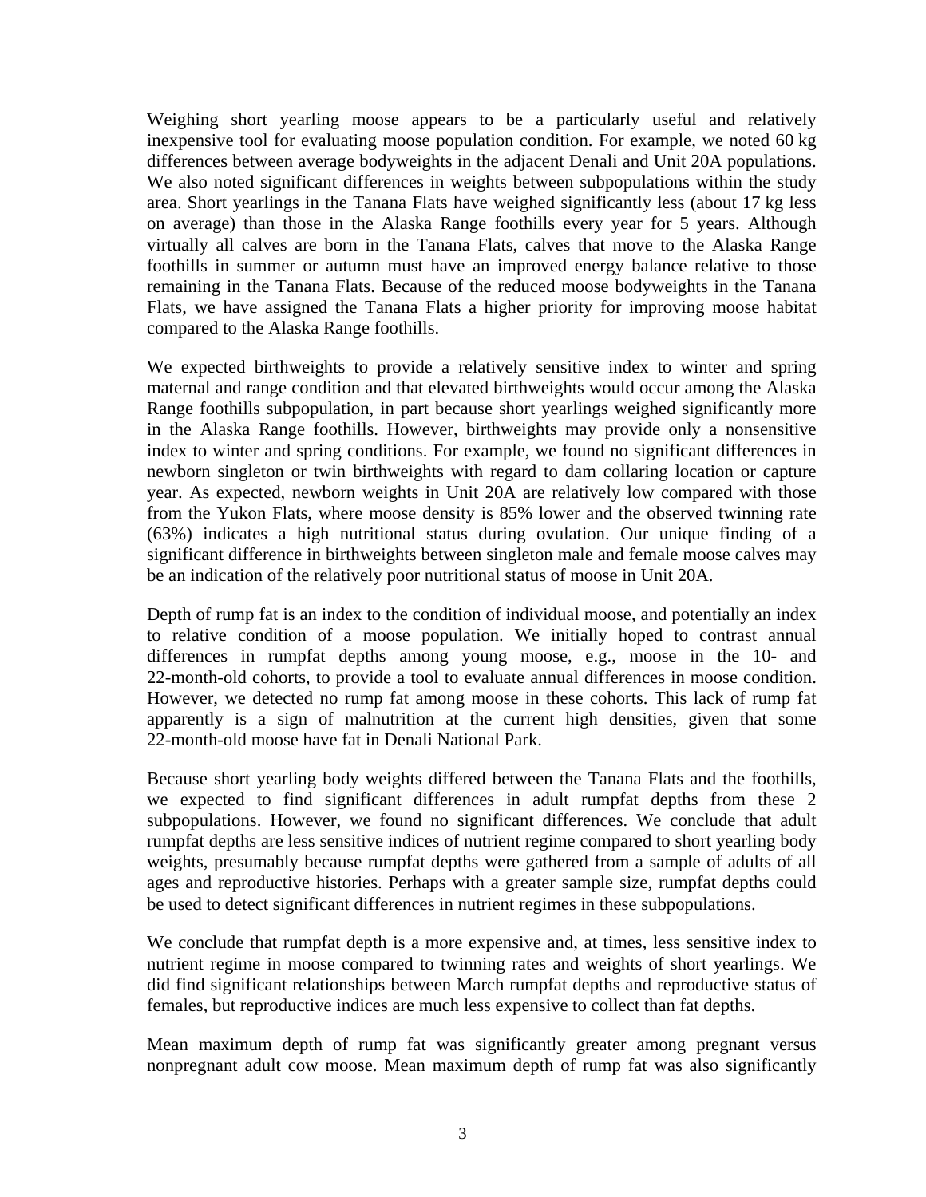Weighing short yearling moose appears to be a particularly useful and relatively inexpensive tool for evaluating moose population condition. For example, we noted 60 kg differences between average bodyweights in the adjacent Denali and Unit 20A populations. We also noted significant differences in weights between subpopulations within the study area. Short yearlings in the Tanana Flats have weighed significantly less (about 17 kg less on average) than those in the Alaska Range foothills every year for 5 years. Although virtually all calves are born in the Tanana Flats, calves that move to the Alaska Range foothills in summer or autumn must have an improved energy balance relative to those remaining in the Tanana Flats. Because of the reduced moose bodyweights in the Tanana Flats, we have assigned the Tanana Flats a higher priority for improving moose habitat compared to the Alaska Range foothills.

We expected birthweights to provide a relatively sensitive index to winter and spring maternal and range condition and that elevated birthweights would occur among the Alaska Range foothills subpopulation, in part because short yearlings weighed significantly more in the Alaska Range foothills. However, birthweights may provide only a nonsensitive index to winter and spring conditions. For example, we found no significant differences in newborn singleton or twin birthweights with regard to dam collaring location or capture year. As expected, newborn weights in Unit 20A are relatively low compared with those from the Yukon Flats, where moose density is 85% lower and the observed twinning rate (63%) indicates a high nutritional status during ovulation. Our unique finding of a significant difference in birthweights between singleton male and female moose calves may be an indication of the relatively poor nutritional status of moose in Unit 20A.

Depth of rump fat is an index to the condition of individual moose, and potentially an index to relative condition of a moose population. We initially hoped to contrast annual differences in rumpfat depths among young moose, e.g., moose in the 10- and 22-month-old cohorts, to provide a tool to evaluate annual differences in moose condition. However, we detected no rump fat among moose in these cohorts. This lack of rump fat apparently is a sign of malnutrition at the current high densities, given that some 22-month-old moose have fat in Denali National Park.

Because short yearling body weights differed between the Tanana Flats and the foothills, we expected to find significant differences in adult rumpfat depths from these 2 subpopulations. However, we found no significant differences. We conclude that adult rumpfat depths are less sensitive indices of nutrient regime compared to short yearling body weights, presumably because rumpfat depths were gathered from a sample of adults of all ages and reproductive histories. Perhaps with a greater sample size, rumpfat depths could be used to detect significant differences in nutrient regimes in these subpopulations.

We conclude that rumpfat depth is a more expensive and, at times, less sensitive index to nutrient regime in moose compared to twinning rates and weights of short yearlings. We did find significant relationships between March rumpfat depths and reproductive status of females, but reproductive indices are much less expensive to collect than fat depths.

Mean maximum depth of rump fat was significantly greater among pregnant versus nonpregnant adult cow moose. Mean maximum depth of rump fat was also significantly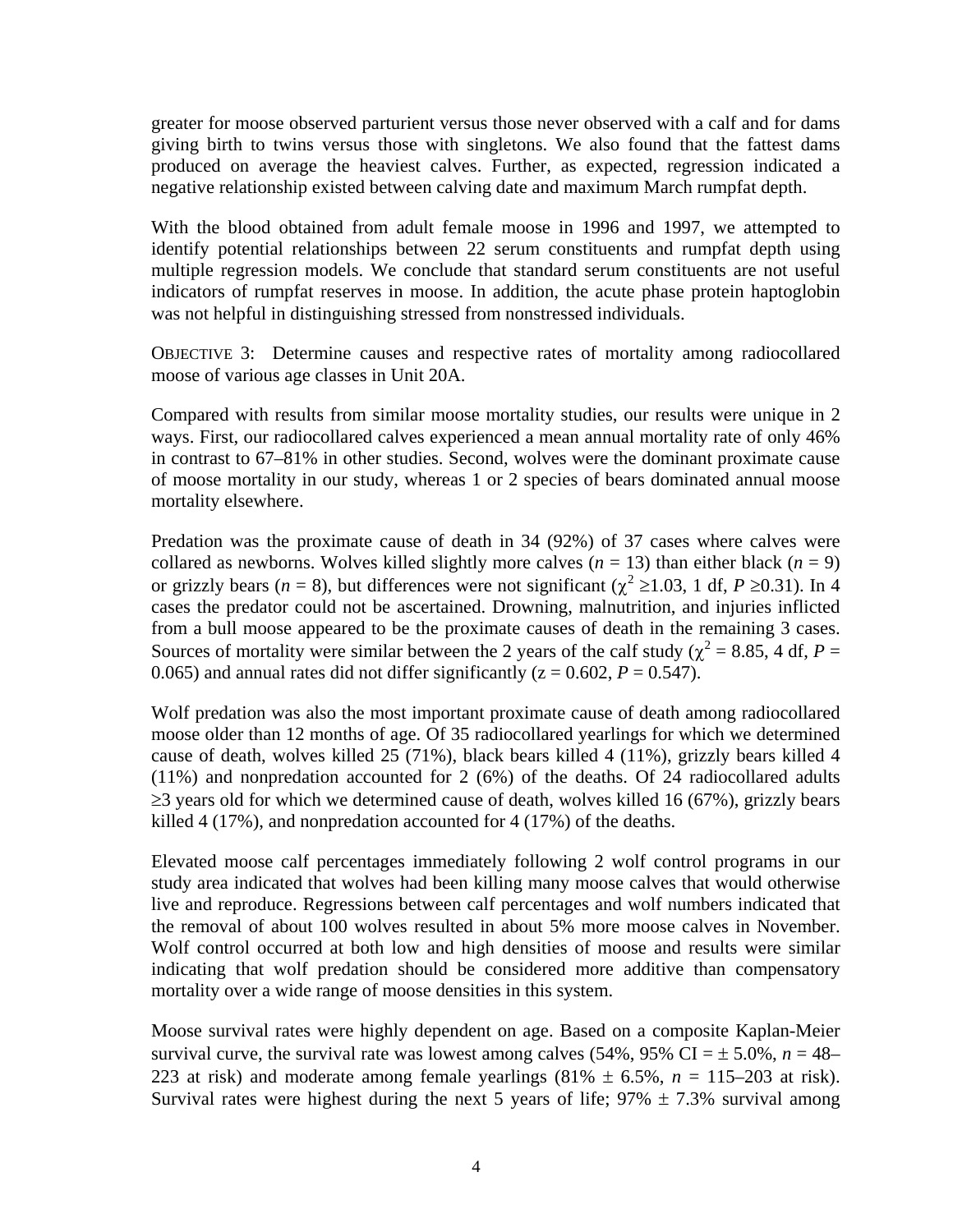greater for moose observed parturient versus those never observed with a calf and for dams giving birth to twins versus those with singletons. We also found that the fattest dams produced on average the heaviest calves. Further, as expected, regression indicated a negative relationship existed between calving date and maximum March rumpfat depth.

With the blood obtained from adult female moose in 1996 and 1997, we attempted to identify potential relationships between 22 serum constituents and rumpfat depth using multiple regression models. We conclude that standard serum constituents are not useful indicators of rumpfat reserves in moose. In addition, the acute phase protein haptoglobin was not helpful in distinguishing stressed from nonstressed individuals.

OBJECTIVE 3: Determine causes and respective rates of mortality among radiocollared moose of various age classes in Unit 20A.

Compared with results from similar moose mortality studies, our results were unique in 2 ways. First, our radiocollared calves experienced a mean annual mortality rate of only 46% in contrast to 67–81% in other studies. Second, wolves were the dominant proximate cause of moose mortality in our study, whereas 1 or 2 species of bears dominated annual moose mortality elsewhere.

Predation was the proximate cause of death in 34 (92%) of 37 cases where calves were collared as newborns. Wolves killed slightly more calves ($n$ = 13) than either black ($n$ = 9) or grizzly bears ($n$ = 8), but differences were not significant ($\chi^2 \geq 1.03$, 1 df, $P \geq 0.31$). In 4 cases the predator could not be ascertained. Drowning, malnutrition, and injuries inflicted from a bull moose appeared to be the proximate causes of death in the remaining 3 cases. Sources of mortality were similar between the 2 years of the calf study ($\chi^2 = 8.85$, 4 df, $P$ = 0.065) and annual rates did not differ significantly ($z = 0.602$, $P = 0.547$).

Wolf predation was also the most important proximate cause of death among radiocollared moose older than 12 months of age. Of 35 radiocollared yearlings for which we determined cause of death, wolves killed 25 (71%), black bears killed 4 (11%), grizzly bears killed 4 (11%) and nonpredation accounted for 2 (6%) of the deaths. Of 24 radiocollared adults ≥3 years old for which we determined cause of death, wolves killed 16 (67%), grizzly bears killed 4 (17%), and nonpredation accounted for 4 (17%) of the deaths.

Elevated moose calf percentages immediately following 2 wolf control programs in our study area indicated that wolves had been killing many moose calves that would otherwise live and reproduce. Regressions between calf percentages and wolf numbers indicated that the removal of about 100 wolves resulted in about 5% more moose calves in November. Wolf control occurred at both low and high densities of moose and results were similar indicating that wolf predation should be considered more additive than compensatory mortality over a wide range of moose densities in this system.

Moose survival rates were highly dependent on age. Based on a composite Kaplan-Meier survival curve, the survival rate was lowest among calves (54%, 95% CI = ± 5.0%, $n$ = 48–223 at risk) and moderate among female yearlings (81% ± 6.5%, $n$ = 115–203 at risk). Survival rates were highest during the next 5 years of life; 97% ± 7.3% survival among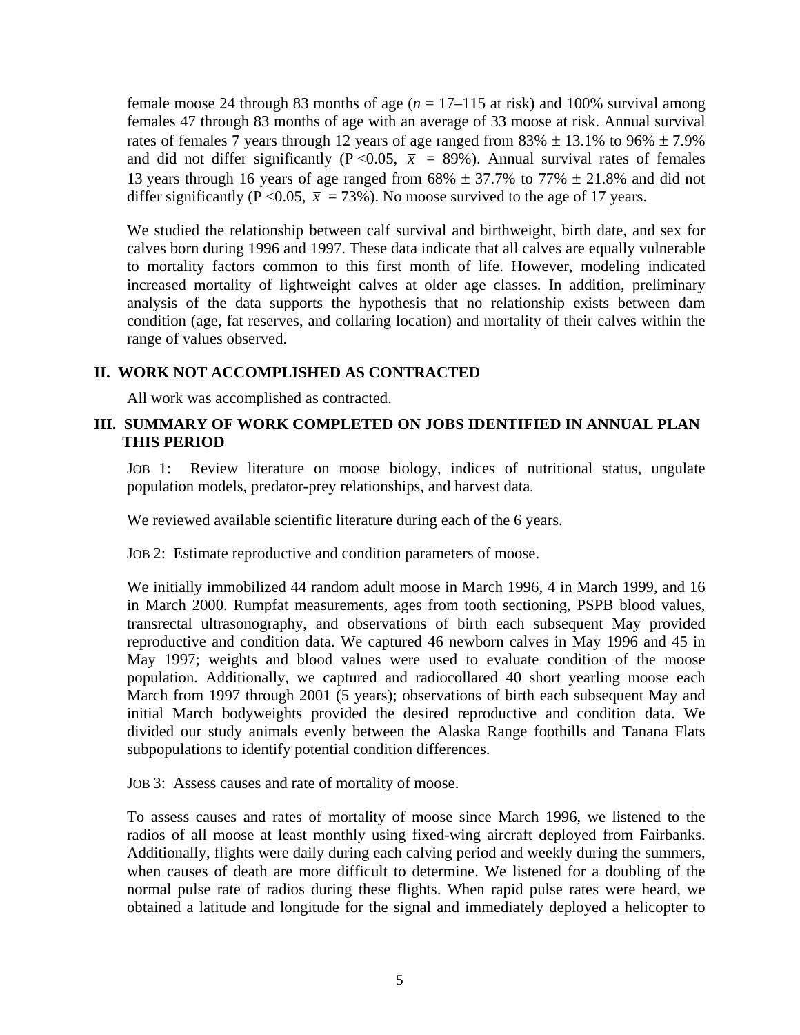female moose 24 through 83 months of age ($n$ = 17–115 at risk) and 100% survival among females 47 through 83 months of age with an average of 33 moose at risk. Annual survival rates of females 7 years through 12 years of age ranged from 83% ± 13.1% to 96% ± 7.9% and did not differ significantly ($P < 0.05$, $\bar{x}$ = 89%). Annual survival rates of females 13 years through 16 years of age ranged from 68% ± 37.7% to 77% ± 21.8% and did not differ significantly ($P < 0.05$, $\bar{x}$ = 73%). No moose survived to the age of 17 years.

We studied the relationship between calf survival and birthweight, birth date, and sex for calves born during 1996 and 1997. These data indicate that all calves are equally vulnerable to mortality factors common to this first month of life. However, modeling indicated increased mortality of lightweight calves at older age classes. In addition, preliminary analysis of the data supports the hypothesis that no relationship exists between dam condition (age, fat reserves, and collaring location) and mortality of their calves within the range of values observed.

## II. WORK NOT ACCOMPLISHED AS CONTRACTED

All work was accomplished as contracted.

## III. SUMMARY OF WORK COMPLETED ON JOBS IDENTIFIED IN ANNUAL PLAN THIS PERIOD

JOB 1: Review literature on moose biology, indices of nutritional status, ungulate population models, predator-prey relationships, and harvest data.

We reviewed available scientific literature during each of the 6 years.

JOB 2: Estimate reproductive and condition parameters of moose.

We initially immobilized 44 random adult moose in March 1996, 4 in March 1999, and 16 in March 2000. Rumpfat measurements, ages from tooth sectioning, PSPB blood values, transrectal ultrasonography, and observations of birth each subsequent May provided reproductive and condition data. We captured 46 newborn calves in May 1996 and 45 in May 1997; weights and blood values were used to evaluate condition of the moose population. Additionally, we captured and radiocollared 40 short yearling moose each March from 1997 through 2001 (5 years); observations of birth each subsequent May and initial March bodyweights provided the desired reproductive and condition data. We divided our study animals evenly between the Alaska Range foothills and Tanana Flats subpopulations to identify potential condition differences.

JOB 3: Assess causes and rate of mortality of moose.

To assess causes and rates of mortality of moose since March 1996, we listened to the radios of all moose at least monthly using fixed-wing aircraft deployed from Fairbanks. Additionally, flights were daily during each calving period and weekly during the summers, when causes of death are more difficult to determine. We listened for a doubling of the normal pulse rate of radios during these flights. When rapid pulse rates were heard, we obtained a latitude and longitude for the signal and immediately deployed a helicopter to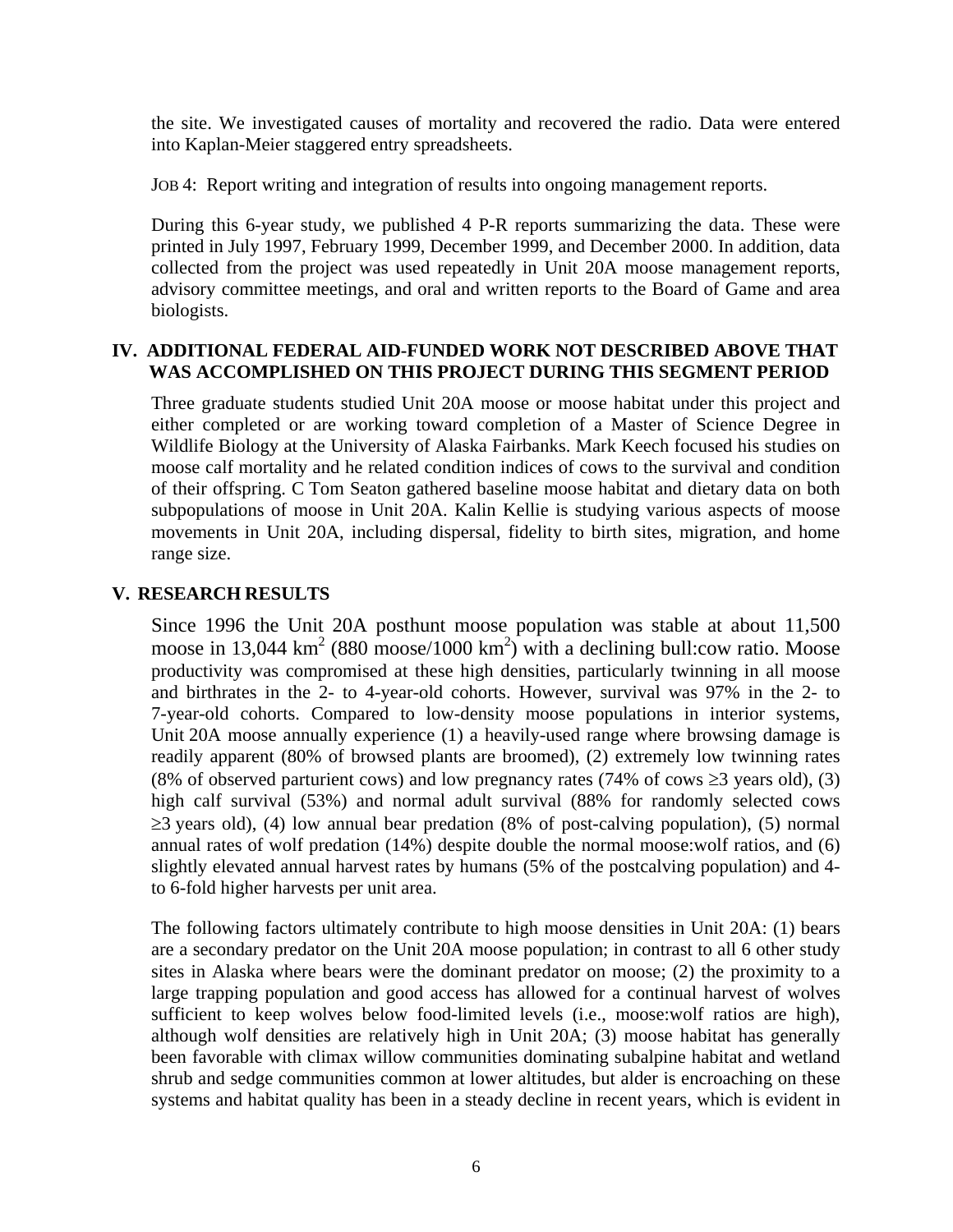the site. We investigated causes of mortality and recovered the radio. Data were entered into Kaplan-Meier staggered entry spreadsheets.

JOB 4: Report writing and integration of results into ongoing management reports.

During this 6-year study, we published 4 P-R reports summarizing the data. These were printed in July 1997, February 1999, December 1999, and December 2000. In addition, data collected from the project was used repeatedly in Unit 20A moose management reports, advisory committee meetings, and oral and written reports to the Board of Game and area biologists.

## IV. ADDITIONAL FEDERAL AID-FUNDED WORK NOT DESCRIBED ABOVE THAT WAS ACCOMPLISHED ON THIS PROJECT DURING THIS SEGMENT PERIOD

Three graduate students studied Unit 20A moose or moose habitat under this project and either completed or are working toward completion of a Master of Science Degree in Wildlife Biology at the University of Alaska Fairbanks. Mark Keech focused his studies on moose calf mortality and he related condition indices of cows to the survival and condition of their offspring. C Tom Seaton gathered baseline moose habitat and dietary data on both subpopulations of moose in Unit 20A. Kalin Kellie is studying various aspects of moose movements in Unit 20A, including dispersal, fidelity to birth sites, migration, and home range size.

## V. RESEARCH RESULTS

Since 1996 the Unit 20A posthunt moose population was stable at about 11,500 moose in 13,044 km$^2$ (880 moose/1000 km$^2$) with a declining bull:cow ratio. Moose productivity was compromised at these high densities, particularly twinning in all moose and birthrates in the 2- to 4-year-old cohorts. However, survival was 97% in the 2- to 7-year-old cohorts. Compared to low-density moose populations in interior systems, Unit 20A moose annually experience (1) a heavily-used range where browsing damage is readily apparent (80% of browsed plants are broomed), (2) extremely low twinning rates (8% of observed parturient cows) and low pregnancy rates (74% of cows $\geq$3 years old), (3) high calf survival (53%) and normal adult survival (88% for randomly selected cows $\geq$3 years old), (4) low annual bear predation (8% of post-calving population), (5) normal annual rates of wolf predation (14%) despite double the normal moose:wolf ratios, and (6) slightly elevated annual harvest rates by humans (5% of the postcalving population) and 4- to 6-fold higher harvests per unit area.

The following factors ultimately contribute to high moose densities in Unit 20A: (1) bears are a secondary predator on the Unit 20A moose population; in contrast to all 6 other study sites in Alaska where bears were the dominant predator on moose; (2) the proximity to a large trapping population and good access has allowed for a continual harvest of wolves sufficient to keep wolves below food-limited levels (i.e., moose:wolf ratios are high), although wolf densities are relatively high in Unit 20A; (3) moose habitat has generally been favorable with climax willow communities dominating subalpine habitat and wetland shrub and sedge communities common at lower altitudes, but alder is encroaching on these systems and habitat quality has been in a steady decline in recent years, which is evident in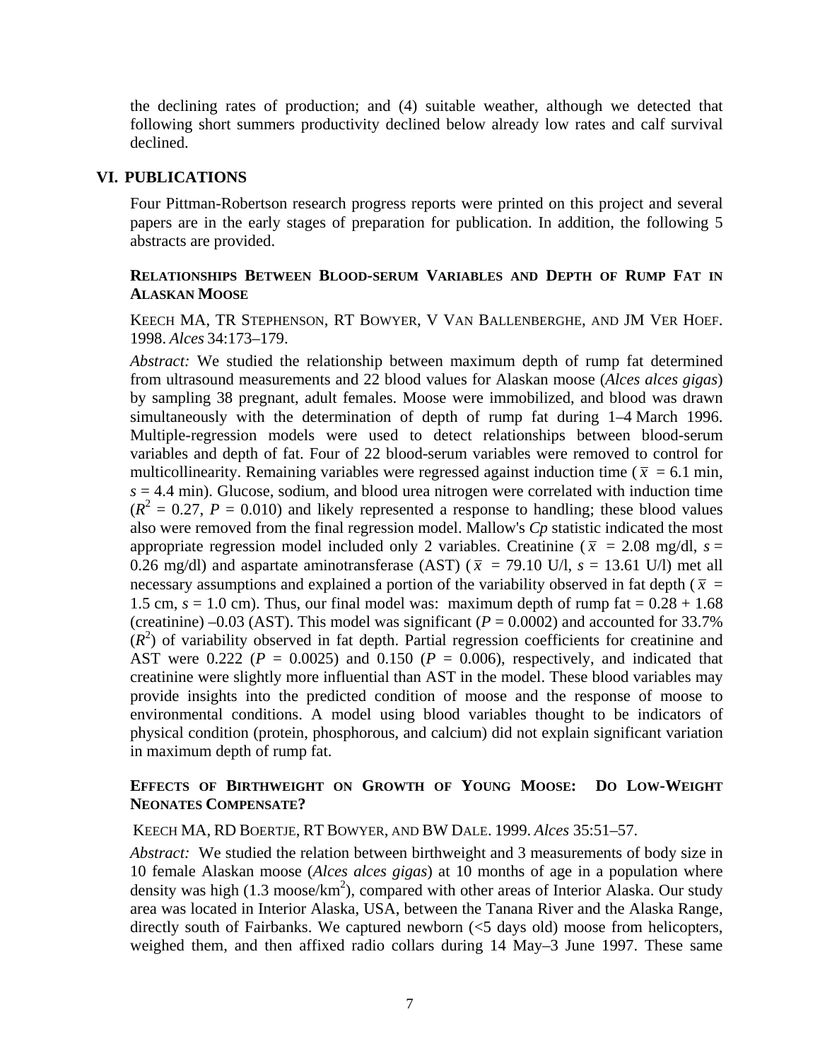the declining rates of production; and (4) suitable weather, although we detected that following short summers productivity declined below already low rates and calf survival declined.

## VI. PUBLICATIONS

Four Pittman-Robertson research progress reports were printed on this project and several papers are in the early stages of preparation for publication. In addition, the following 5 abstracts are provided.

### RELATIONSHIPS BETWEEN BLOOD-SERUM VARIABLES AND DEPTH OF RUMP FAT IN ALASKAN MOOSE

KEECH MA, TR STEPHENSON, RT BOWYER, V VAN BALLENBERGHE, AND JM VER HOEF. 1998. *Alces* 34:173–179.

*Abstract:* We studied the relationship between maximum depth of rump fat determined from ultrasound measurements and 22 blood values for Alaskan moose (*Alces alces gigas*) by sampling 38 pregnant, adult females. Moose were immobilized, and blood was drawn simultaneously with the determination of depth of rump fat during 1–4 March 1996. Multiple-regression models were used to detect relationships between blood-serum variables and depth of fat. Four of 22 blood-serum variables were removed to control for multicollinearity. Remaining variables were regressed against induction time ($\bar{x}$ = 6.1 min, $s$ = 4.4 min). Glucose, sodium, and blood urea nitrogen were correlated with induction time ($R^2$ = 0.27, $P$ = 0.010) and likely represented a response to handling; these blood values also were removed from the final regression model. Mallow's *Cp* statistic indicated the most appropriate regression model included only 2 variables. Creatinine ($\bar{x}$ = 2.08 mg/dl, $s$ = 0.26 mg/dl) and aspartate aminotransferase (AST) ($\bar{x}$ = 79.10 U/l, $s$ = 13.61 U/l) met all necessary assumptions and explained a portion of the variability observed in fat depth ($\bar{x}$ = 1.5 cm, $s$ = 1.0 cm). Thus, our final model was: maximum depth of rump fat = 0.28 + 1.68 (creatinine) –0.03 (AST). This model was significant ($P$ = 0.0002) and accounted for 33.7% ($R^2$) of variability observed in fat depth. Partial regression coefficients for creatinine and AST were 0.222 ($P$ = 0.0025) and 0.150 ($P$ = 0.006), respectively, and indicated that creatinine were slightly more influential than AST in the model. These blood variables may provide insights into the predicted condition of moose and the response of moose to environmental conditions. A model using blood variables thought to be indicators of physical condition (protein, phosphorous, and calcium) did not explain significant variation in maximum depth of rump fat.

### EFFECTS OF BIRTHWEIGHT ON GROWTH OF YOUNG MOOSE: DO LOW-WEIGHT NEONATES COMPENSATE?

KEECH MA, RD BOERTJE, RT BOWYER, AND BW DALE. 1999. *Alces* 35:51–57.

*Abstract:* We studied the relation between birthweight and 3 measurements of body size in 10 female Alaskan moose (*Alces alces gigas*) at 10 months of age in a population where density was high (1.3 moose/km$^2$), compared with other areas of Interior Alaska. Our study area was located in Interior Alaska, USA, between the Tanana River and the Alaska Range, directly south of Fairbanks. We captured newborn (<5 days old) moose from helicopters, weighed them, and then affixed radio collars during 14 May–3 June 1997. These same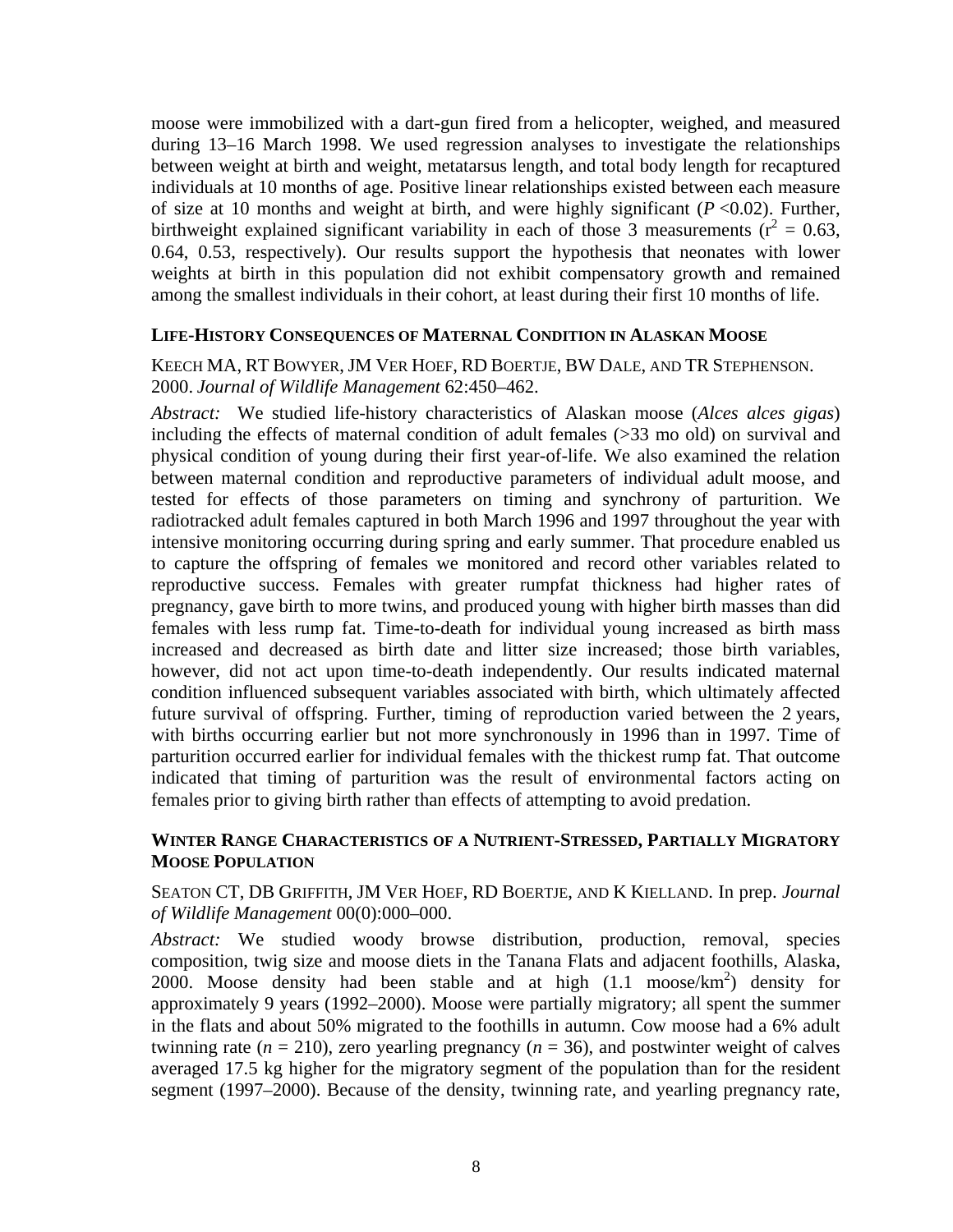moose were immobilized with a dart-gun fired from a helicopter, weighed, and measured during 13–16 March 1998. We used regression analyses to investigate the relationships between weight at birth and weight, metatarsus length, and total body length for recaptured individuals at 10 months of age. Positive linear relationships existed between each measure of size at 10 months and weight at birth, and were highly significant ($P$ <0.02). Further, birthweight explained significant variability in each of those 3 measurements ($r^2$ = 0.63, 0.64, 0.53, respectively). Our results support the hypothesis that neonates with lower weights at birth in this population did not exhibit compensatory growth and remained among the smallest individuals in their cohort, at least during their first 10 months of life.

### LIFE-HISTORY CONSEQUENCES OF MATERNAL CONDITION IN ALASKAN MOOSE

KEECH MA, RT BOWYER, JM VER HOEF, RD BOERTJE, BW DALE, AND TR STEPHENSON. 2000. *Journal of Wildlife Management* 62:450–462.

*Abstract:* We studied life-history characteristics of Alaskan moose (*Alces alces gigas*) including the effects of maternal condition of adult females (>33 mo old) on survival and physical condition of young during their first year-of-life. We also examined the relation between maternal condition and reproductive parameters of individual adult moose, and tested for effects of those parameters on timing and synchrony of parturition. We radiotracked adult females captured in both March 1996 and 1997 throughout the year with intensive monitoring occurring during spring and early summer. That procedure enabled us to capture the offspring of females we monitored and record other variables related to reproductive success. Females with greater rumpfat thickness had higher rates of pregnancy, gave birth to more twins, and produced young with higher birth masses than did females with less rump fat. Time-to-death for individual young increased as birth mass increased and decreased as birth date and litter size increased; those birth variables, however, did not act upon time-to-death independently. Our results indicated maternal condition influenced subsequent variables associated with birth, which ultimately affected future survival of offspring. Further, timing of reproduction varied between the 2 years, with births occurring earlier but not more synchronously in 1996 than in 1997. Time of parturition occurred earlier for individual females with the thickest rump fat. That outcome indicated that timing of parturition was the result of environmental factors acting on females prior to giving birth rather than effects of attempting to avoid predation.

### WINTER RANGE CHARACTERISTICS OF A NUTRIENT-STRESSED, PARTIALLY MIGRATORY MOOSE POPULATION

SEATON CT, DB GRIFFITH, JM VER HOEF, RD BOERTJE, AND K KIELLAND. In prep. *Journal of Wildlife Management* 00(0):000–000.

*Abstract:* We studied woody browse distribution, production, removal, species composition, twig size and moose diets in the Tanana Flats and adjacent foothills, Alaska, 2000. Moose density had been stable and at high (1.1 moose/km$^2$) density for approximately 9 years (1992–2000). Moose were partially migratory; all spent the summer in the flats and about 50% migrated to the foothills in autumn. Cow moose had a 6% adult twinning rate ($n$ = 210), zero yearling pregnancy ($n$ = 36), and postwinter weight of calves averaged 17.5 kg higher for the migratory segment of the population than for the resident segment (1997–2000). Because of the density, twinning rate, and yearling pregnancy rate,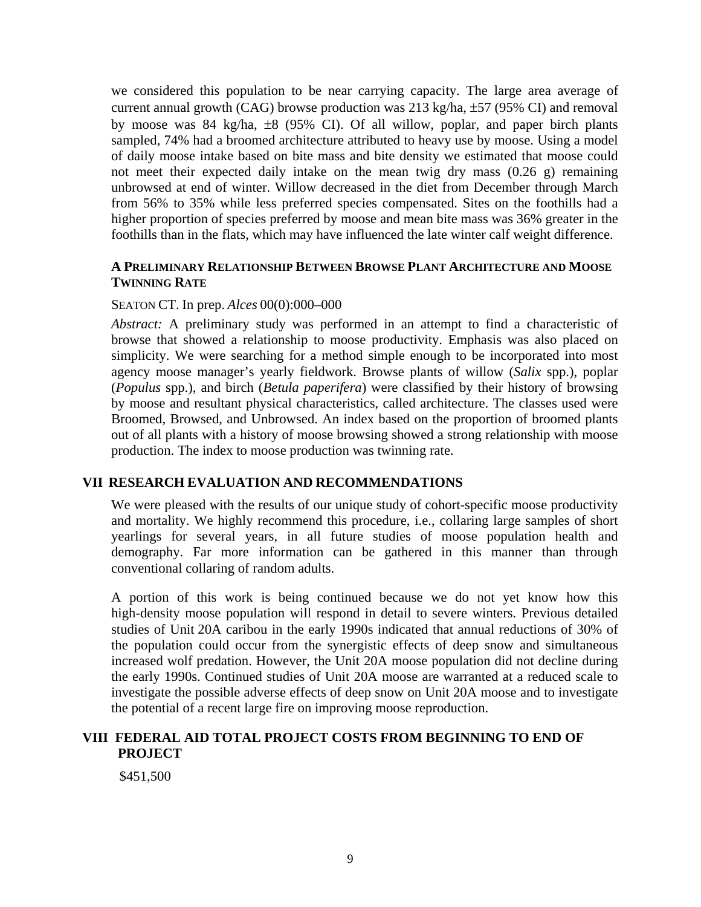we considered this population to be near carrying capacity. The large area average of current annual growth (CAG) browse production was 213 kg/ha, ±57 (95% CI) and removal by moose was 84 kg/ha, ±8 (95% CI). Of all willow, poplar, and paper birch plants sampled, 74% had a broomed architecture attributed to heavy use by moose. Using a model of daily moose intake based on bite mass and bite density we estimated that moose could not meet their expected daily intake on the mean twig dry mass (0.26 g) remaining unbrowsed at end of winter. Willow decreased in the diet from December through March from 56% to 35% while less preferred species compensated. Sites on the foothills had a higher proportion of species preferred by moose and mean bite mass was 36% greater in the foothills than in the flats, which may have influenced the late winter calf weight difference.

**A PRELIMINARY RELATIONSHIP BETWEEN BROWSE PLANT ARCHITECTURE AND MOOSE TWINNING RATE**

SEATON CT. In prep. *Alces* 00(0):000–000

*Abstract:* A preliminary study was performed in an attempt to find a characteristic of browse that showed a relationship to moose productivity. Emphasis was also placed on simplicity. We were searching for a method simple enough to be incorporated into most agency moose manager's yearly fieldwork. Browse plants of willow (*Salix* spp.), poplar (*Populus* spp.), and birch (*Betula paperifera*) were classified by their history of browsing by moose and resultant physical characteristics, called architecture. The classes used were Broomed, Browsed, and Unbrowsed. An index based on the proportion of broomed plants out of all plants with a history of moose browsing showed a strong relationship with moose production. The index to moose production was twinning rate.

## VII RESEARCH EVALUATION AND RECOMMENDATIONS

We were pleased with the results of our unique study of cohort-specific moose productivity and mortality. We highly recommend this procedure, i.e., collaring large samples of short yearlings for several years, in all future studies of moose population health and demography. Far more information can be gathered in this manner than through conventional collaring of random adults.

A portion of this work is being continued because we do not yet know how this high-density moose population will respond in detail to severe winters. Previous detailed studies of Unit 20A caribou in the early 1990s indicated that annual reductions of 30% of the population could occur from the synergistic effects of deep snow and simultaneous increased wolf predation. However, the Unit 20A moose population did not decline during the early 1990s. Continued studies of Unit 20A moose are warranted at a reduced scale to investigate the possible adverse effects of deep snow on Unit 20A moose and to investigate the potential of a recent large fire on improving moose reproduction.

## VIII FEDERAL AID TOTAL PROJECT COSTS FROM BEGINNING TO END OF PROJECT

$451,500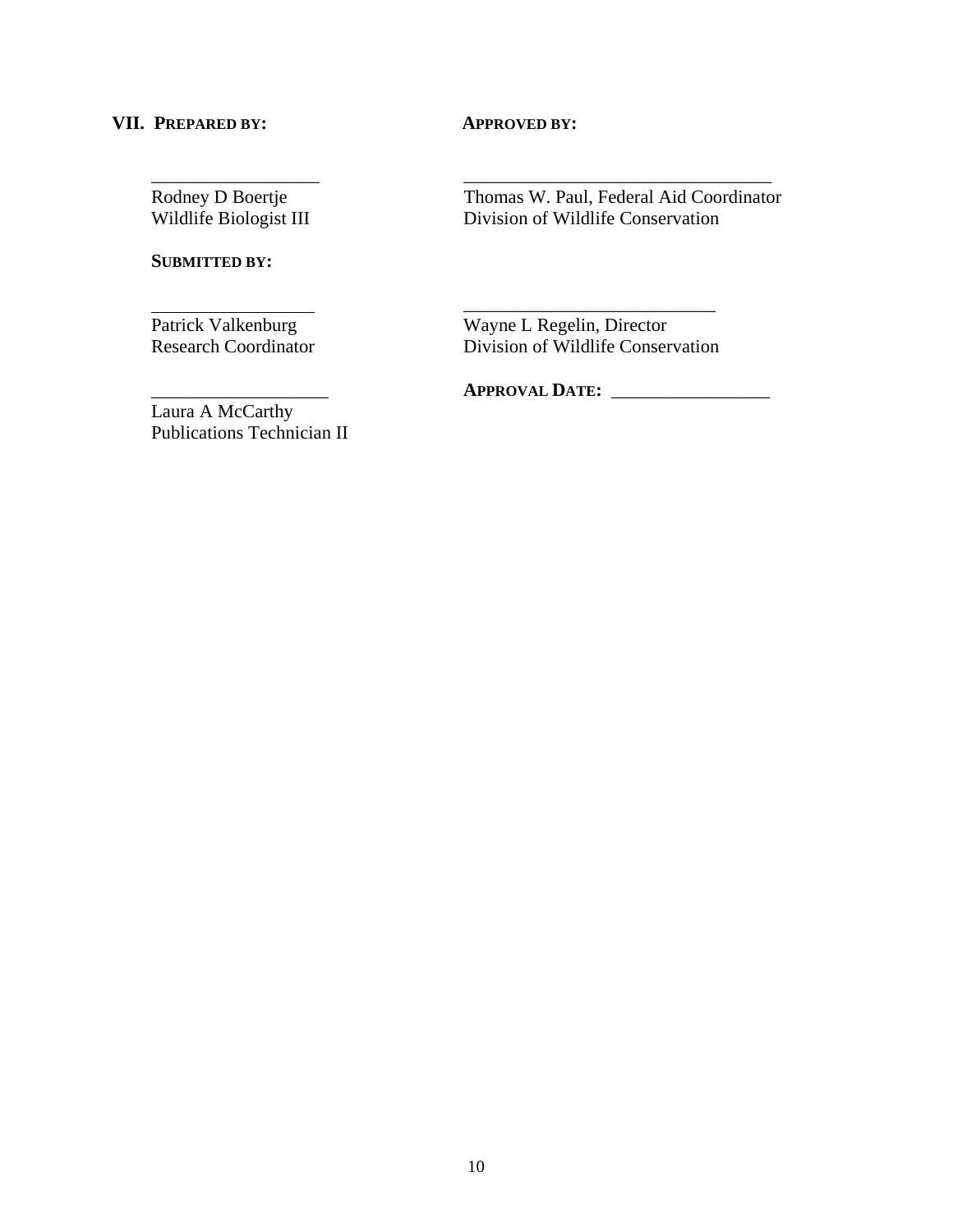## VII. PREPARED BY:

\_\_\_\_\_\_\_\_\_\_\_\_\_\_\_\_\_\_

Rodney D Boertje
Wildlife Biologist III

**SUBMITTED BY:**

\_\_\_\_\_\_\_\_\_\_\_\_\_\_\_\_\_\_

Patrick Valkenburg
Research Coordinator

\_\_\_\_\_\_\_\_\_\_\_\_\_\_\_\_\_\_\_

Laura A McCarthy
Publications Technician II

**APPROVED BY:**

\_\_\_\_\_\_\_\_\_\_\_\_\_\_\_\_\_\_\_\_\_\_\_\_\_\_\_\_\_\_\_\_\_\_

Thomas W. Paul, Federal Aid Coordinator
Division of Wildlife Conservation

\_\_\_\_\_\_\_\_\_\_\_\_\_\_\_\_\_\_\_\_\_\_\_\_\_\_\_\_

Wayne L Regelin, Director
Division of Wildlife Conservation

**APPROVAL DATE:** \_\_\_\_\_\_\_\_\_\_\_\_\_\_\_\_\_\_